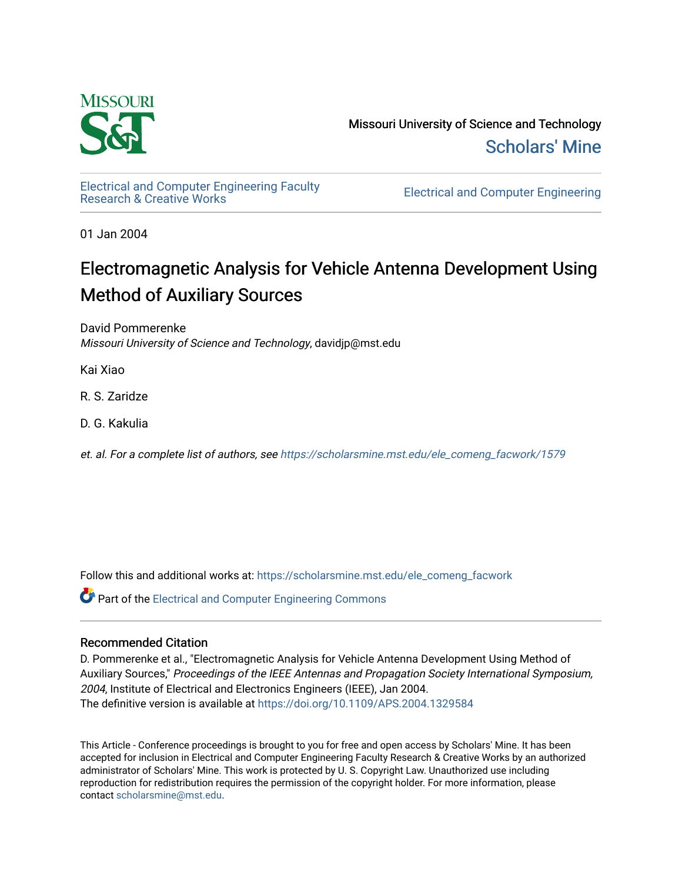Missouri University of Science and Technology

Scholars' Mine

Electrical and Computer Engineering Faculty Research & Creative Works

Electrical and Computer Engineering

01 Jan 2004

# Electromagnetic Analysis for Vehicle Antenna Development Using Method of Auxiliary Sources

David Pommerenke
*Missouri University of Science and Technology*, davidjp@mst.edu

Kai Xiao

R. S. Zaridze

D. G. Kakulia

*et. al. For a complete list of authors, see* https://scholarsmine.mst.edu/ele_comeng_facwork/1579

Follow this and additional works at: https://scholarsmine.mst.edu/ele_comeng_facwork

Part of the Electrical and Computer Engineering Commons

## Recommended Citation

D. Pommerenke et al., "Electromagnetic Analysis for Vehicle Antenna Development Using Method of Auxiliary Sources," *Proceedings of the IEEE Antennas and Propagation Society International Symposium, 2004*, Institute of Electrical and Electronics Engineers (IEEE), Jan 2004.
The definitive version is available at https://doi.org/10.1109/APS.2004.1329584

This Article - Conference proceedings is brought to you for free and open access by Scholars' Mine. It has been accepted for inclusion in Electrical and Computer Engineering Faculty Research & Creative Works by an authorized administrator of Scholars' Mine. This work is protected by U. S. Copyright Law. Unauthorized use including reproduction for redistribution requires the permission of the copyright holder. For more information, please contact scholarsmine@mst.edu.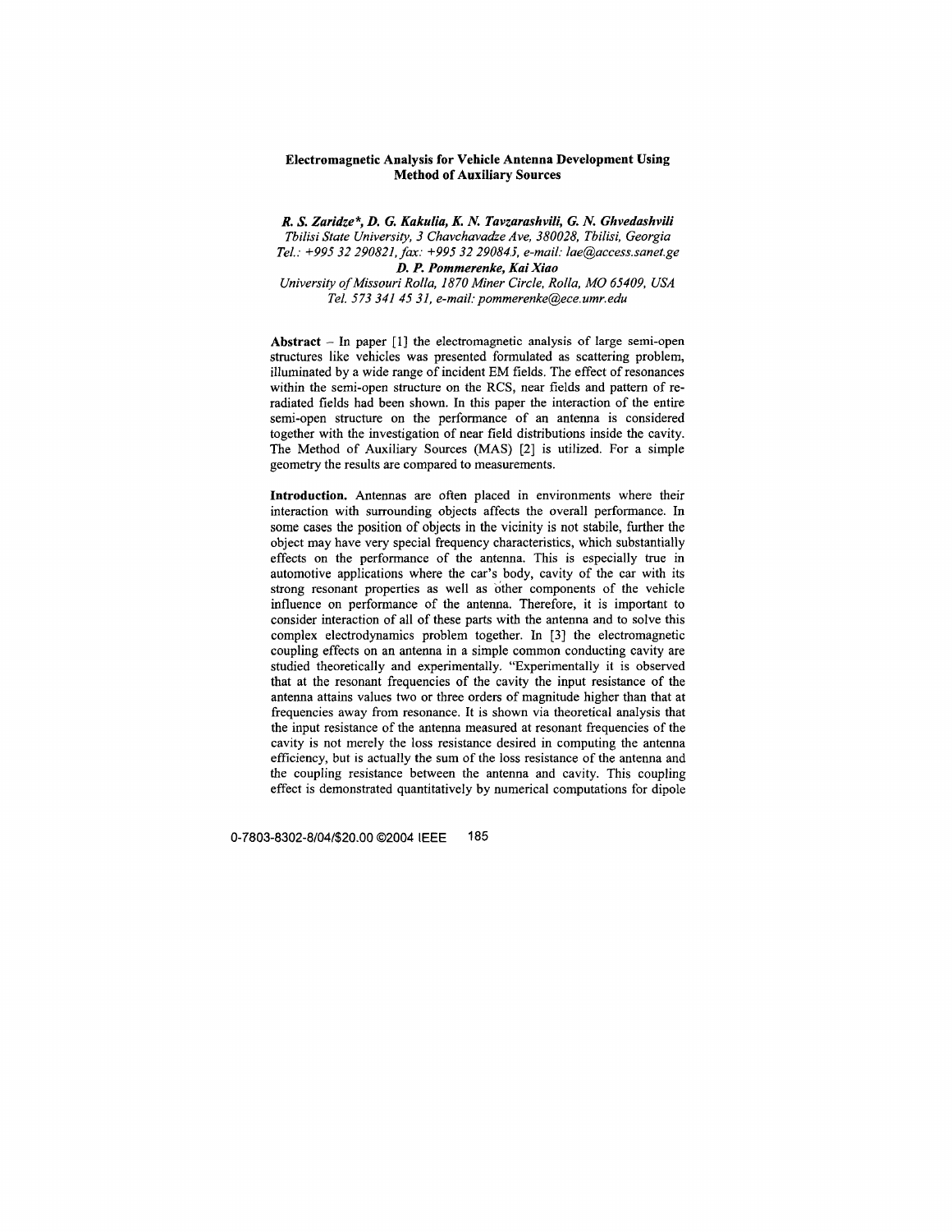# Electromagnetic Analysis for Vehicle Antenna Development Using Method of Auxiliary Sources

***R. S. Zaridze\*, D. G. Kakulia, K. N. Tavzarashvili, G. N. Ghvedashvili***
*Tbilisi State University, 3 Chavchavadze Ave, 380028, Tbilisi, Georgia*
*Tel.: +995 32 290821, fax: +995 32 290845, e-mail: lae@access.sanet.ge*
***D. P. Pommerenke, Kai Xiao***
*University of Missouri Rolla, 1870 Miner Circle, Rolla, MO 65409, USA*
*Tel. 573 341 45 31, e-mail: pommerenke@ece.umr.edu*

**Abstract** – In paper [1] the electromagnetic analysis of large semi-open structures like vehicles was presented formulated as scattering problem, illuminated by a wide range of incident EM fields. The effect of resonances within the semi-open structure on the RCS, near fields and pattern of re-radiated fields had been shown. In this paper the interaction of the entire semi-open structure on the performance of an antenna is considered together with the investigation of near field distributions inside the cavity. The Method of Auxiliary Sources (MAS) [2] is utilized. For a simple geometry the results are compared to measurements.

**Introduction.** Antennas are often placed in environments where their interaction with surrounding objects affects the overall performance. In some cases the position of objects in the vicinity is not stabile, further the object may have very special frequency characteristics, which substantially effects on the performance of the antenna. This is especially true in automotive applications where the car's body, cavity of the car with its strong resonant properties as well as other components of the vehicle influence on performance of the antenna. Therefore, it is important to consider interaction of all of these parts with the antenna and to solve this complex electrodynamics problem together. In [3] the electromagnetic coupling effects on an antenna in a simple common conducting cavity are studied theoretically and experimentally. "Experimentally it is observed that at the resonant frequencies of the cavity the input resistance of the antenna attains values two or three orders of magnitude higher than that at frequencies away from resonance. It is shown via theoretical analysis that the input resistance of the antenna measured at resonant frequencies of the cavity is not merely the loss resistance desired in computing the antenna efficiency, but is actually the sum of the loss resistance of the antenna and the coupling resistance between the antenna and cavity. This coupling effect is demonstrated quantitatively by numerical computations for dipole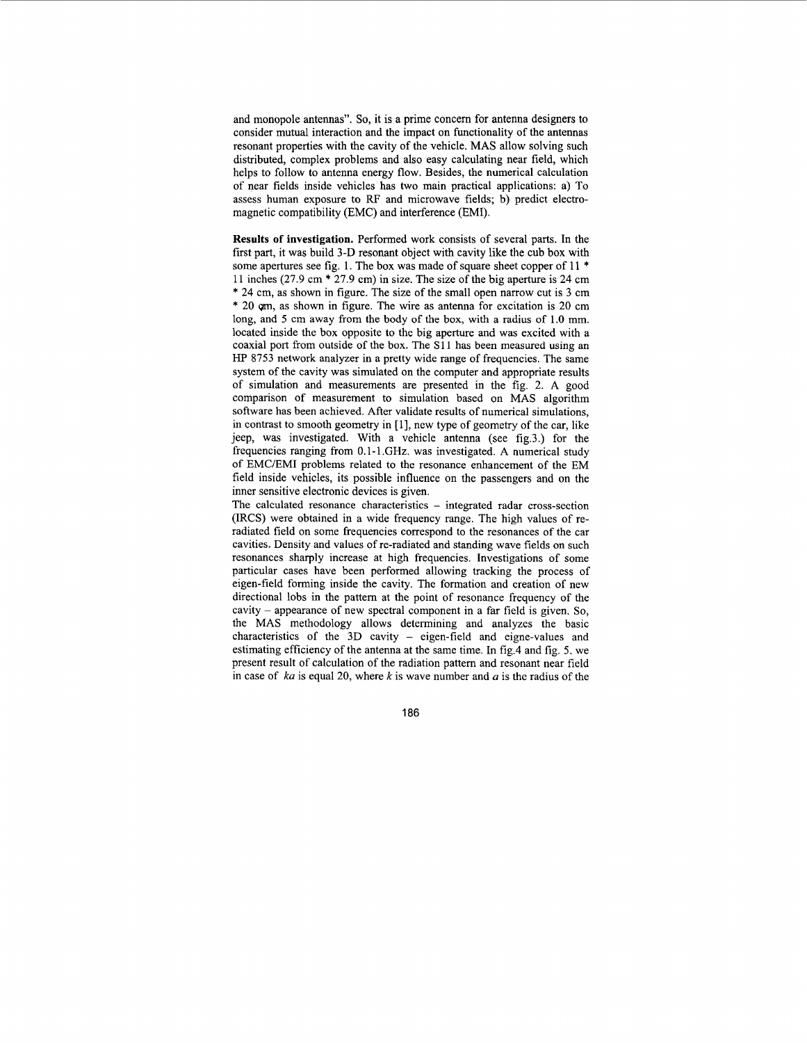and monopole antennas". So, it is a prime concern for antenna designers to consider mutual interaction and the impact on functionality of the antennas resonant properties with the cavity of the vehicle. MAS allow solving such distributed, complex problems and also easy calculating near field, which helps to follow to antenna energy flow. Besides, the numerical calculation of near fields inside vehicles has two main practical applications: a) To assess human exposure to RF and microwave fields; b) predict electro-magnetic compatibility (EMC) and interference (EMI).

**Results of investigation.** Performed work consists of several parts. In the first part, it was build 3-D resonant object with cavity like the cub box with some apertures see fig. 1. The box was made of square sheet copper of 11 * 11 inches (27.9 cm * 27.9 cm) in size. The size of the big aperture is 24 cm * 24 cm, as shown in figure. The size of the small open narrow cut is 3 cm * 20 cm, as shown in figure. The wire as antenna for excitation is 20 cm long, and 5 cm away from the body of the box, with a radius of 1.0 mm. located inside the box opposite to the big aperture and was excited with a coaxial port from outside of the box. The S11 has been measured using an HP 8753 network analyzer in a pretty wide range of frequencies. The same system of the cavity was simulated on the computer and appropriate results of simulation and measurements are presented in the fig. 2. A good comparison of measurement to simulation based on MAS algorithm software has been achieved. After validate results of numerical simulations, in contrast to smooth geometry in [1], new type of geometry of the car, like jeep, was investigated. With a vehicle antenna (see fig.3.) for the frequencies ranging from 0.1-1.GHz. was investigated. A numerical study of EMC/EMI problems related to the resonance enhancement of the EM field inside vehicles, its possible influence on the passengers and on the inner sensitive electronic devices is given.

The calculated resonance characteristics – integrated radar cross-section (IRCS) were obtained in a wide frequency range. The high values of re-radiated field on some frequencies correspond to the resonances of the car cavities. Density and values of re-radiated and standing wave fields on such resonances sharply increase at high frequencies. Investigations of some particular cases have been performed allowing tracking the process of eigen-field forming inside the cavity. The formation and creation of new directional lobs in the pattern at the point of resonance frequency of the cavity – appearance of new spectral component in a far field is given. So, the MAS methodology allows determining and analyzes the basic characteristics of the 3D cavity – eigen-field and eigne-values and estimating efficiency of the antenna at the same time. In fig.4 and fig. 5. we present result of calculation of the radiation pattern and resonant near field in case of $ka$ is equal 20, where $k$ is wave number and $a$ is the radius of the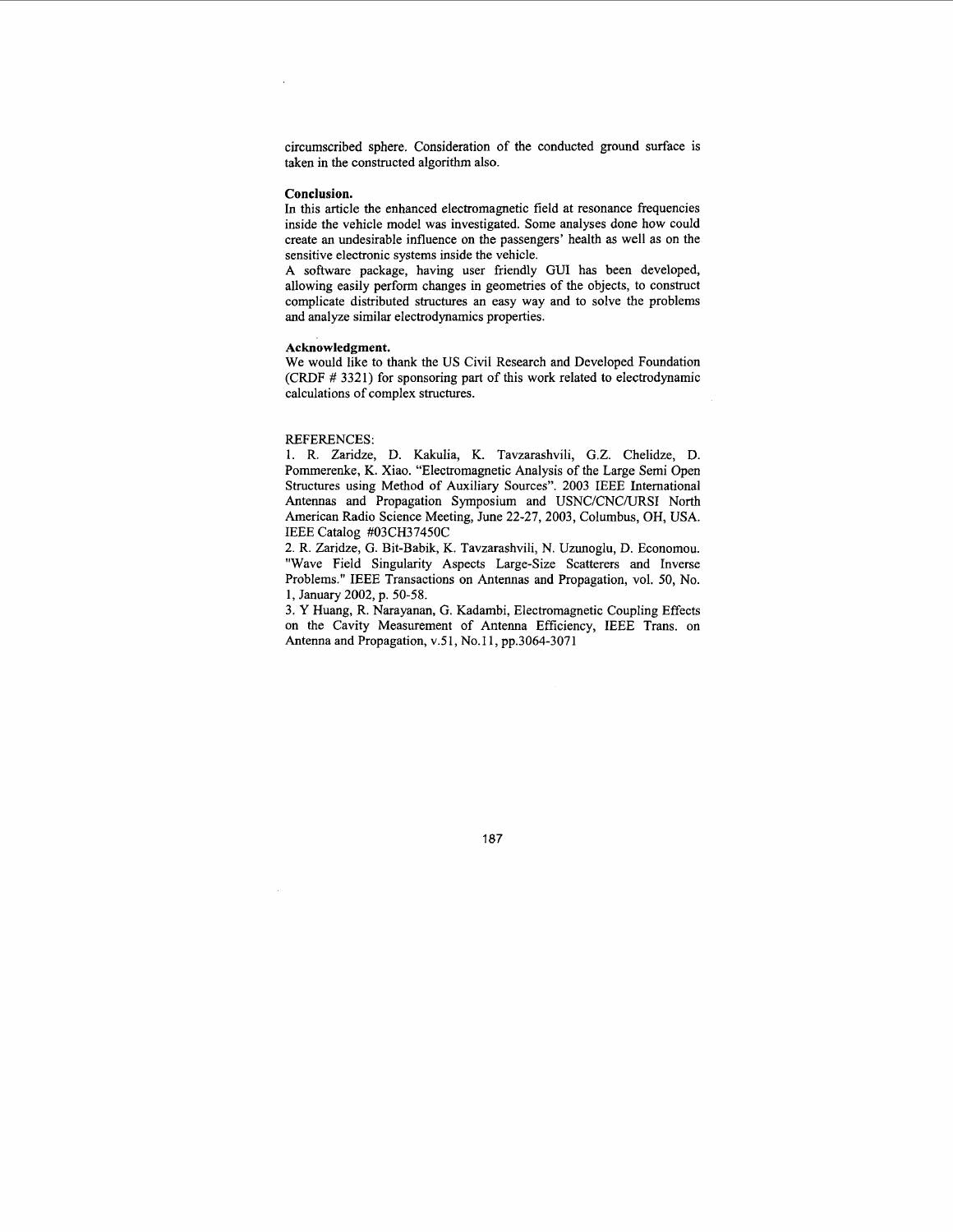circumscribed sphere. Consideration of the conducted ground surface is taken in the constructed algorithm also.

**Conclusion.**

In this article the enhanced electromagnetic field at resonance frequencies inside the vehicle model was investigated. Some analyses done how could create an undesirable influence on the passengers' health as well as on the sensitive electronic systems inside the vehicle.

A software package, having user friendly GUI has been developed, allowing easily perform changes in geometries of the objects, to construct complicate distributed structures an easy way and to solve the problems and analyze similar electrodynamics properties.

**Acknowledgment.**

We would like to thank the US Civil Research and Developed Foundation (CRDF # 3321) for sponsoring part of this work related to electrodynamic calculations of complex structures.

REFERENCES:

1. R. Zaridze, D. Kakulia, K. Tavzarashvili, G.Z. Chelidze, D. Pommerenke, K. Xiao. "Electromagnetic Analysis of the Large Semi Open Structures using Method of Auxiliary Sources". 2003 IEEE International Antennas and Propagation Symposium and USNC/CNC/URSI North American Radio Science Meeting, June 22-27, 2003, Columbus, OH, USA. IEEE Catalog #03CH37450C
2. R. Zaridze, G. Bit-Babik, K. Tavzarashvili, N. Uzunoglu, D. Economou. "Wave Field Singularity Aspects Large-Size Scatterers and Inverse Problems." IEEE Transactions on Antennas and Propagation, vol. 50, No. 1, January 2002, p. 50-58.
3. Y Huang, R. Narayanan, G. Kadambi, Electromagnetic Coupling Effects on the Cavity Measurement of Antenna Efficiency, IEEE Trans. on Antenna and Propagation, v.51, No.11, pp.3064-3071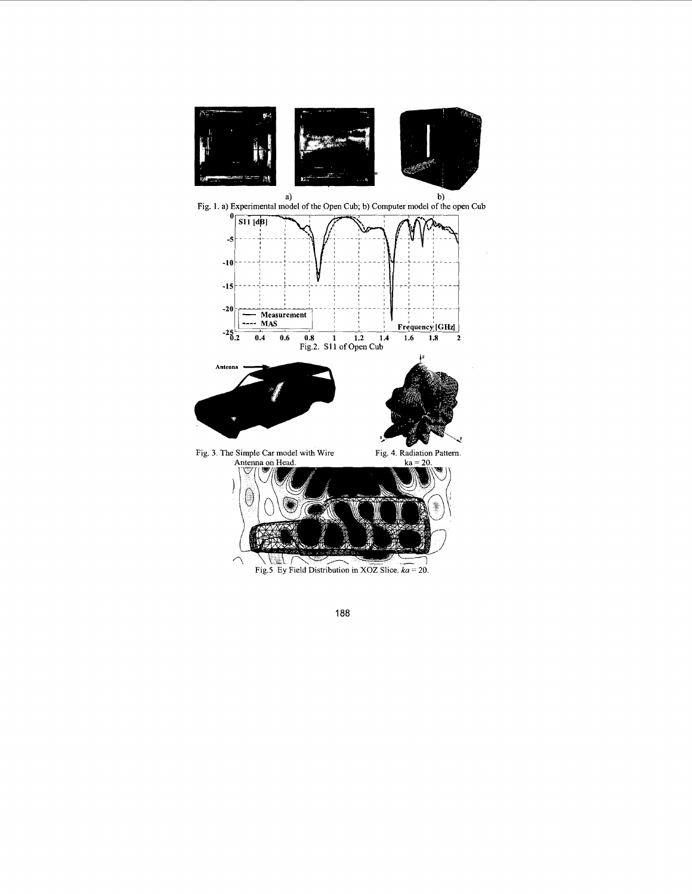a) b)

Fig. 1. a) Experimental model of the Open Cub; b) Computer model of the open Cub

S11 [dB]

0

-5

-10

-15

-20

-25

0.2 0.4 0.6 0.8 1 1.2 1.4 1.6 1.8 2

Frequency [GHz]

Measurement

MAS

Fig.2. S11 of Open Cub

Antenna

Fig. 3. The Simple Car model with Wire Antenna on Head.

Fig. 4. Radiation Pattern. ka = 20.

Fig.5 Ey Field Distribution in XOZ Slice. $ka = 20$.